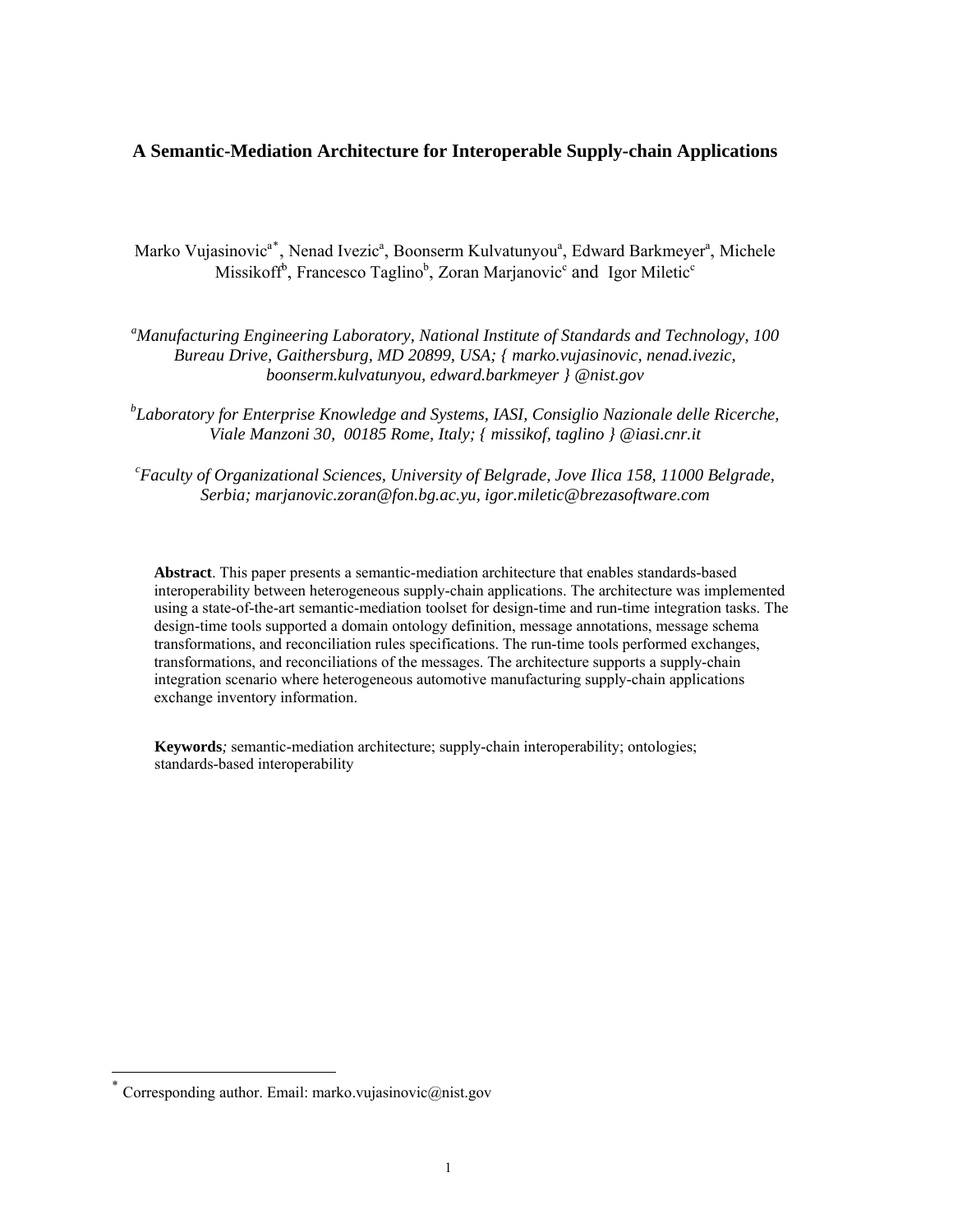# A Semantic-Mediation Architecture for Interoperable Supply-chain Applications

Marko Vujasinovic[a*], Nenad Ivezic[a], Boonserm Kulvatunyou[a], Edward Barkmeyer[a], Michele Missikoff[b], Francesco Taglino[b], Zoran Marjanovic[c] and Igor Miletic[c]

[a]*Manufacturing Engineering Laboratory, National Institute of Standards and Technology, 100 Bureau Drive, Gaithersburg, MD 20899, USA; { marko.vujasinovic, nenad.ivezic, boonserm.kulvatunyou, edward.barkmeyer } @nist.gov*

[b]*Laboratory for Enterprise Knowledge and Systems, IASI, Consiglio Nazionale delle Ricerche, Viale Manzoni 30, 00185 Rome, Italy; { missikof, taglino } @iasi.cnr.it*

[c]*Faculty of Organizational Sciences, University of Belgrade, Jove Ilica 158, 11000 Belgrade, Serbia; marjanovic.zoran@fon.bg.ac.yu, igor.miletic@brezasoftware.com*

**Abstract**. This paper presents a semantic-mediation architecture that enables standards-based interoperability between heterogeneous supply-chain applications. The architecture was implemented using a state-of-the-art semantic-mediation toolset for design-time and run-time integration tasks. The design-time tools supported a domain ontology definition, message annotations, message schema transformations, and reconciliation rules specifications. The run-time tools performed exchanges, transformations, and reconciliations of the messages. The architecture supports a supply-chain integration scenario where heterogeneous automotive manufacturing supply-chain applications exchange inventory information.

**Keywords***;* semantic-mediation architecture; supply-chain interoperability; ontologies; standards-based interoperability

---

[*] Corresponding author. Email: marko.vujasinovic@nist.gov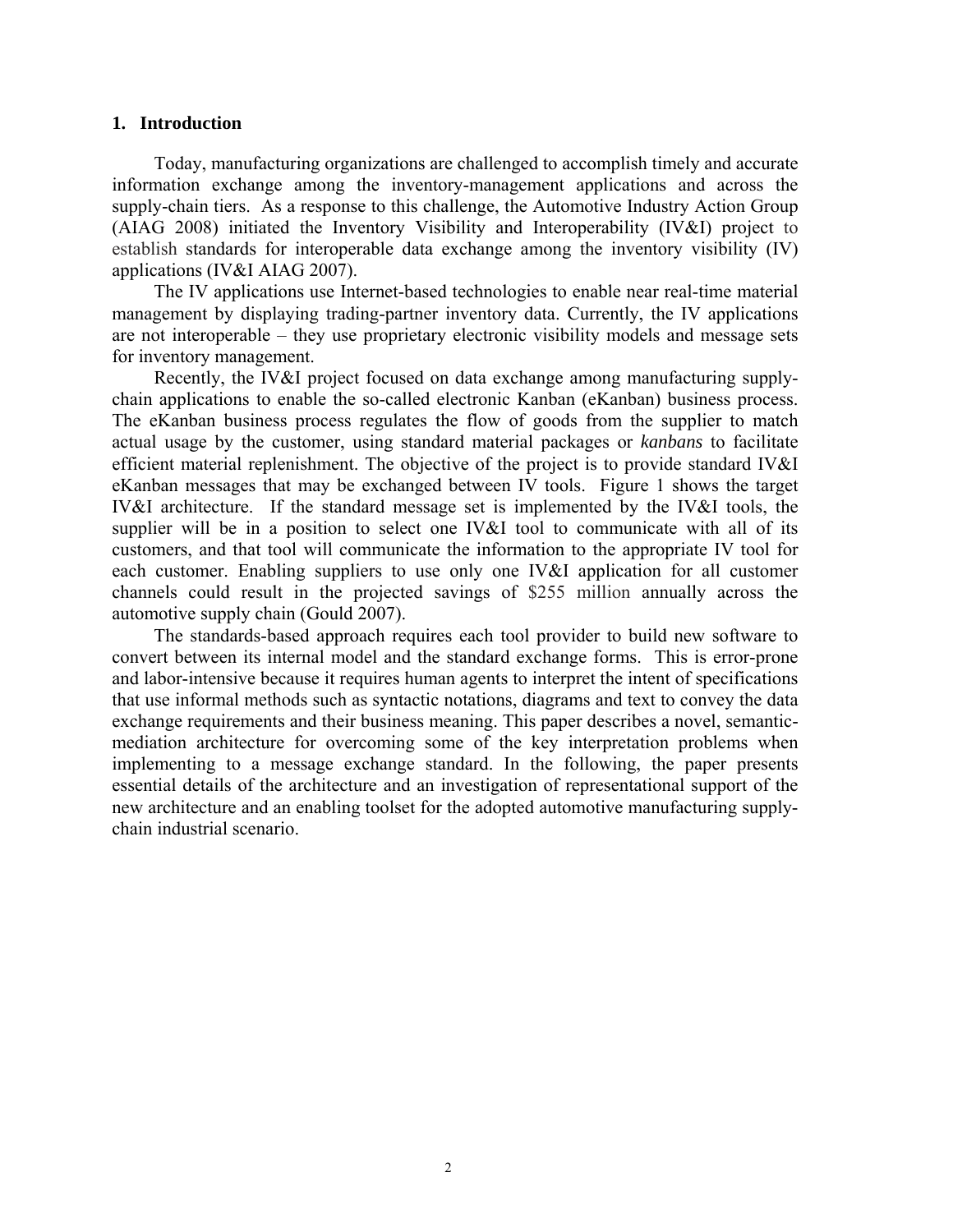## 1. Introduction

Today, manufacturing organizations are challenged to accomplish timely and accurate information exchange among the inventory-management applications and across the supply-chain tiers. As a response to this challenge, the Automotive Industry Action Group (AIAG 2008) initiated the Inventory Visibility and Interoperability (IV&I) project to establish standards for interoperable data exchange among the inventory visibility (IV) applications (IV&I AIAG 2007).

The IV applications use Internet-based technologies to enable near real-time material management by displaying trading-partner inventory data. Currently, the IV applications are not interoperable – they use proprietary electronic visibility models and message sets for inventory management.

Recently, the IV&I project focused on data exchange among manufacturing supply-chain applications to enable the so-called electronic Kanban (eKanban) business process. The eKanban business process regulates the flow of goods from the supplier to match actual usage by the customer, using standard material packages or *kanbans* to facilitate efficient material replenishment. The objective of the project is to provide standard IV&I eKanban messages that may be exchanged between IV tools. Figure 1 shows the target IV&I architecture. If the standard message set is implemented by the IV&I tools, the supplier will be in a position to select one IV&I tool to communicate with all of its customers, and that tool will communicate the information to the appropriate IV tool for each customer. Enabling suppliers to use only one IV&I application for all customer channels could result in the projected savings of $255 million annually across the automotive supply chain (Gould 2007).

The standards-based approach requires each tool provider to build new software to convert between its internal model and the standard exchange forms. This is error-prone and labor-intensive because it requires human agents to interpret the intent of specifications that use informal methods such as syntactic notations, diagrams and text to convey the data exchange requirements and their business meaning. This paper describes a novel, semantic-mediation architecture for overcoming some of the key interpretation problems when implementing to a message exchange standard. In the following, the paper presents essential details of the architecture and an investigation of representational support of the new architecture and an enabling toolset for the adopted automotive manufacturing supply-chain industrial scenario.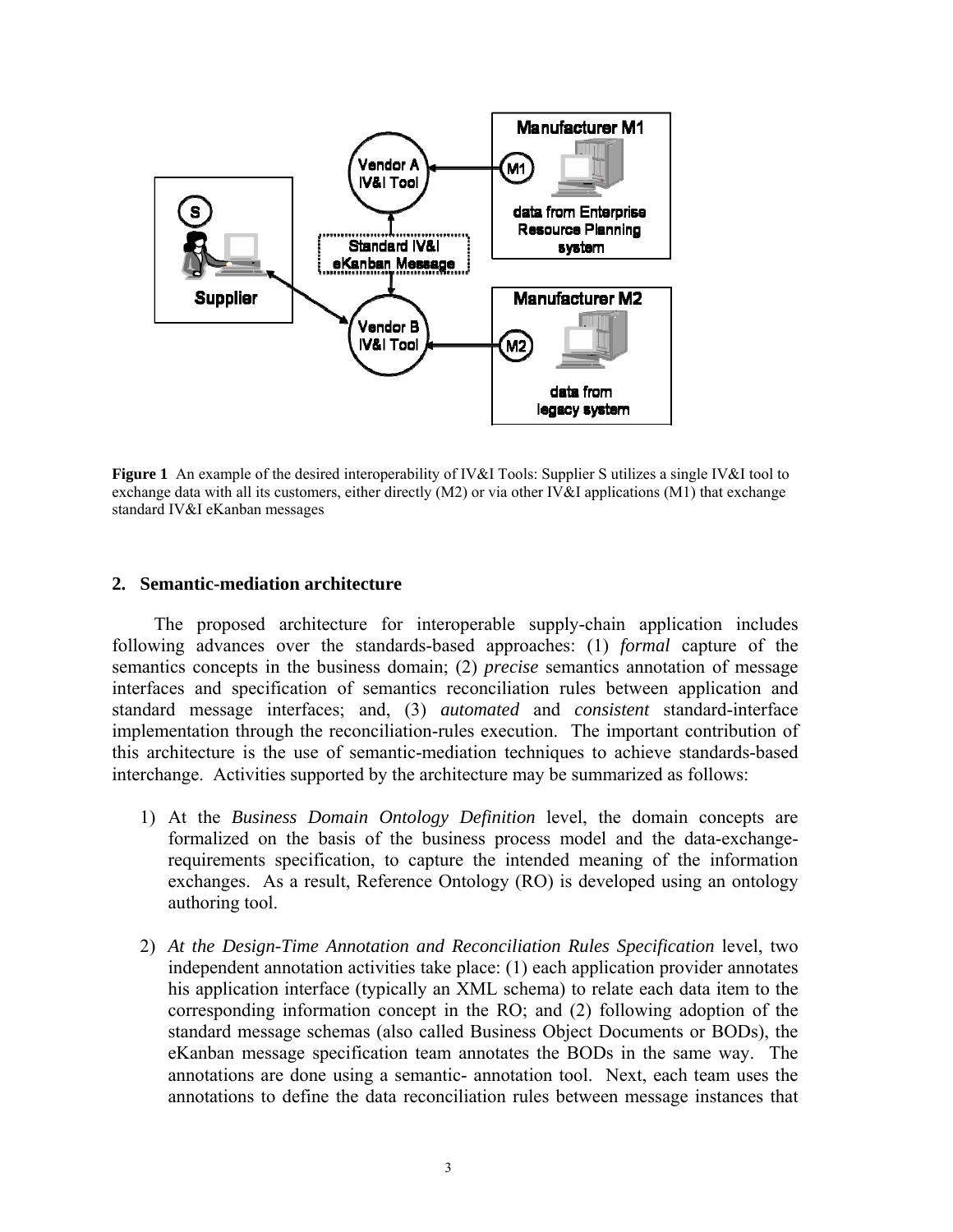**Figure 1** An example of the desired interoperability of IV&I Tools: Supplier S utilizes a single IV&I tool to exchange data with all its customers, either directly (M2) or via other IV&I applications (M1) that exchange standard IV&I eKanban messages

## 2. Semantic-mediation architecture

The proposed architecture for interoperable supply-chain application includes following advances over the standards-based approaches: (1) *formal* capture of the semantics concepts in the business domain; (2) *precise* semantics annotation of message interfaces and specification of semantics reconciliation rules between application and standard message interfaces; and, (3) *automated* and *consistent* standard-interface implementation through the reconciliation-rules execution. The important contribution of this architecture is the use of semantic-mediation techniques to achieve standards-based interchange. Activities supported by the architecture may be summarized as follows:

1) At the *Business Domain Ontology Definition* level, the domain concepts are formalized on the basis of the business process model and the data-exchange-requirements specification, to capture the intended meaning of the information exchanges. As a result, Reference Ontology (RO) is developed using an ontology authoring tool.

2) *At the Design-Time Annotation and Reconciliation Rules Specification* level, two independent annotation activities take place: (1) each application provider annotates his application interface (typically an XML schema) to relate each data item to the corresponding information concept in the RO; and (2) following adoption of the standard message schemas (also called Business Object Documents or BODs), the eKanban message specification team annotates the BODs in the same way. The annotations are done using a semantic- annotation tool. Next, each team uses the annotations to define the data reconciliation rules between message instances that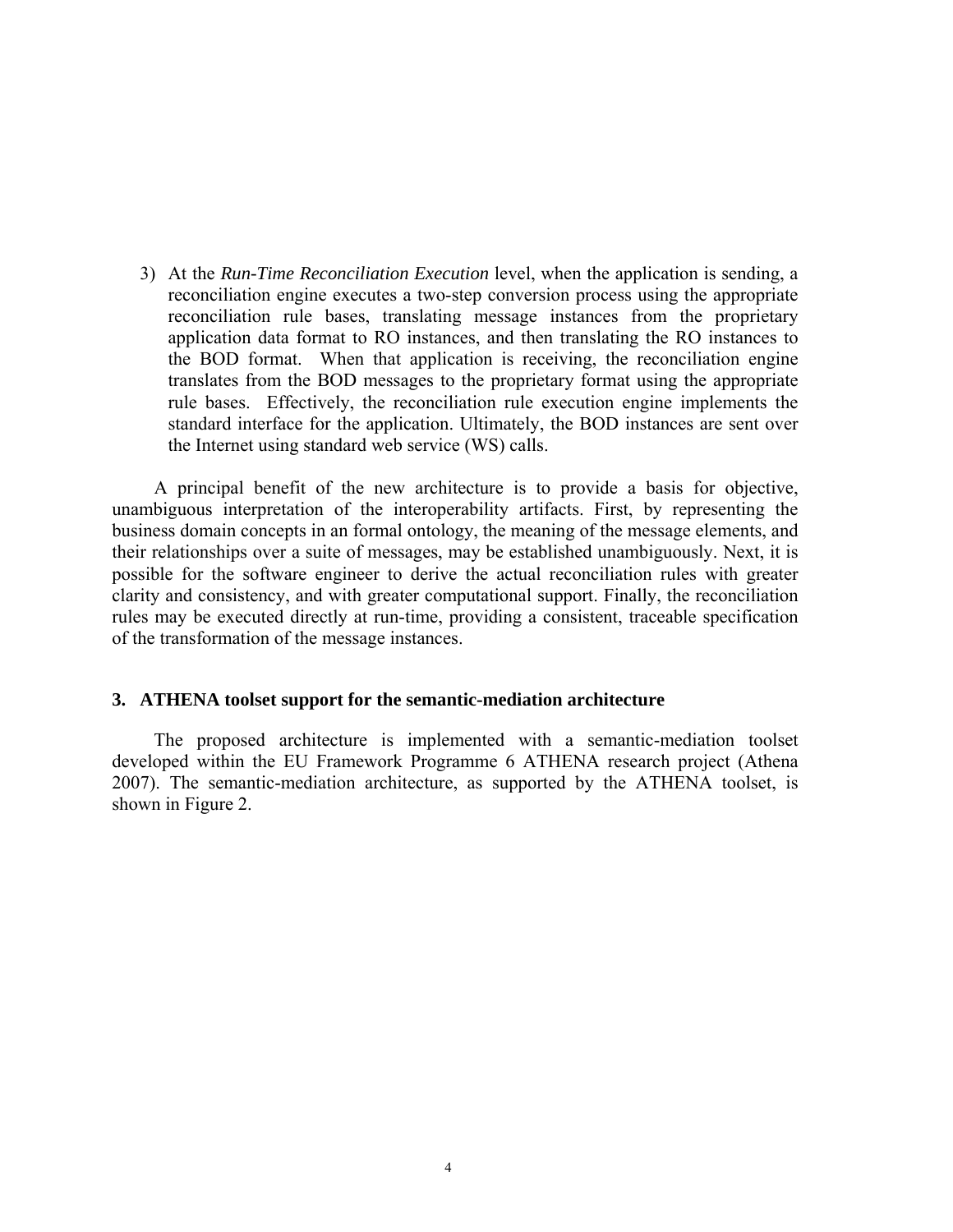3) At the *Run-Time Reconciliation Execution* level, when the application is sending, a reconciliation engine executes a two-step conversion process using the appropriate reconciliation rule bases, translating message instances from the proprietary application data format to RO instances, and then translating the RO instances to the BOD format. When that application is receiving, the reconciliation engine translates from the BOD messages to the proprietary format using the appropriate rule bases. Effectively, the reconciliation rule execution engine implements the standard interface for the application. Ultimately, the BOD instances are sent over the Internet using standard web service (WS) calls.

A principal benefit of the new architecture is to provide a basis for objective, unambiguous interpretation of the interoperability artifacts. First, by representing the business domain concepts in an formal ontology, the meaning of the message elements, and their relationships over a suite of messages, may be established unambiguously. Next, it is possible for the software engineer to derive the actual reconciliation rules with greater clarity and consistency, and with greater computational support. Finally, the reconciliation rules may be executed directly at run-time, providing a consistent, traceable specification of the transformation of the message instances.

## 3. ATHENA toolset support for the semantic-mediation architecture

The proposed architecture is implemented with a semantic-mediation toolset developed within the EU Framework Programme 6 ATHENA research project (Athena 2007). The semantic-mediation architecture, as supported by the ATHENA toolset, is shown in Figure 2.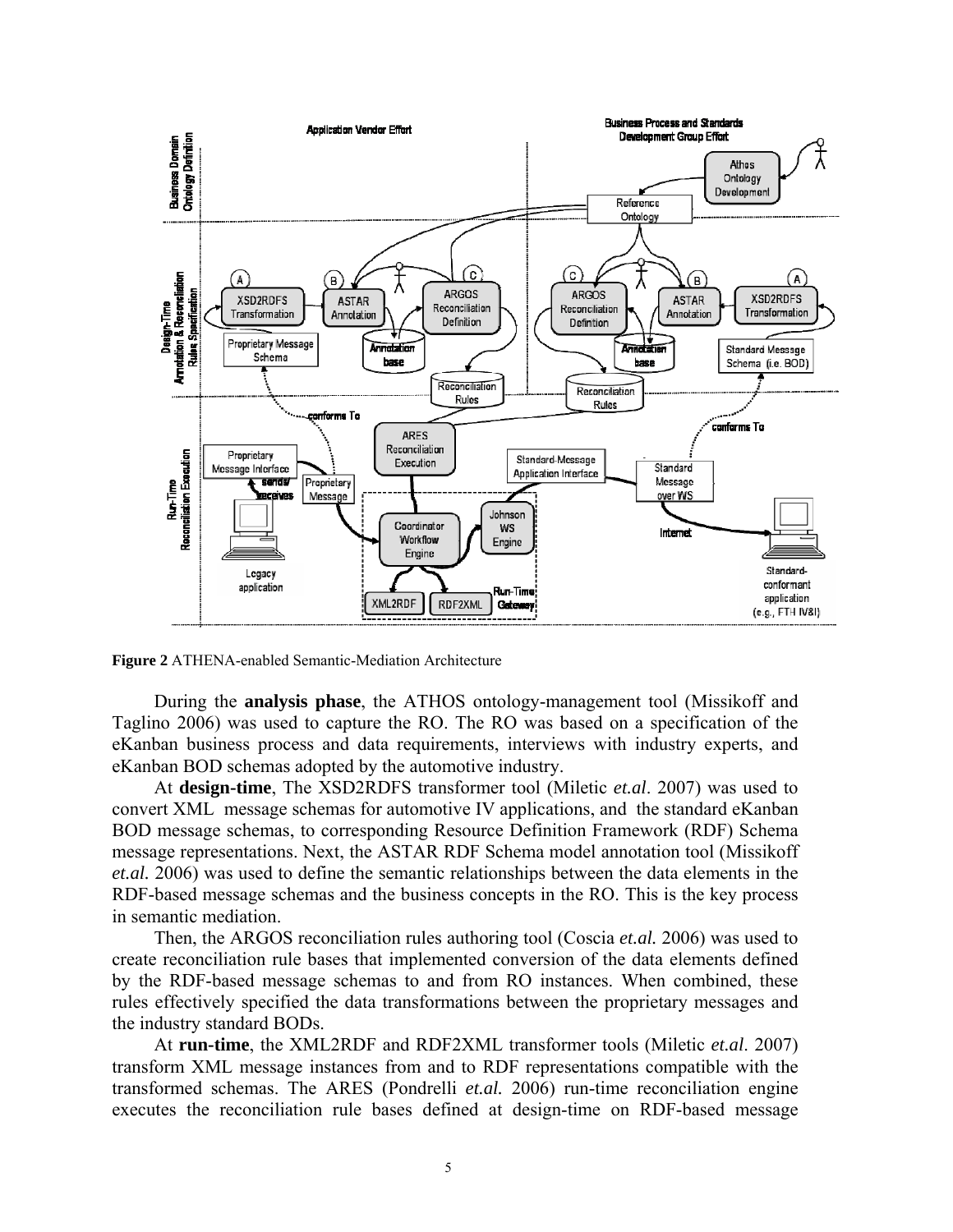**Figure 2** ATHENA-enabled Semantic-Mediation Architecture

During the **analysis phase**, the ATHOS ontology-management tool (Missikoff and Taglino 2006) was used to capture the RO. The RO was based on a specification of the eKanban business process and data requirements, interviews with industry experts, and eKanban BOD schemas adopted by the automotive industry.

At **design-time**, The XSD2RDFS transformer tool (Miletic *et.al*. 2007) was used to convert XML message schemas for automotive IV applications, and the standard eKanban BOD message schemas, to corresponding Resource Definition Framework (RDF) Schema message representations. Next, the ASTAR RDF Schema model annotation tool (Missikoff *et.al.* 2006) was used to define the semantic relationships between the data elements in the RDF-based message schemas and the business concepts in the RO. This is the key process in semantic mediation.

Then, the ARGOS reconciliation rules authoring tool (Coscia *et.al.* 2006) was used to create reconciliation rule bases that implemented conversion of the data elements defined by the RDF-based message schemas to and from RO instances. When combined, these rules effectively specified the data transformations between the proprietary messages and the industry standard BODs.

At **run-time**, the XML2RDF and RDF2XML transformer tools (Miletic *et.al*. 2007) transform XML message instances from and to RDF representations compatible with the transformed schemas. The ARES (Pondrelli *et.al.* 2006) run-time reconciliation engine executes the reconciliation rule bases defined at design-time on RDF-based message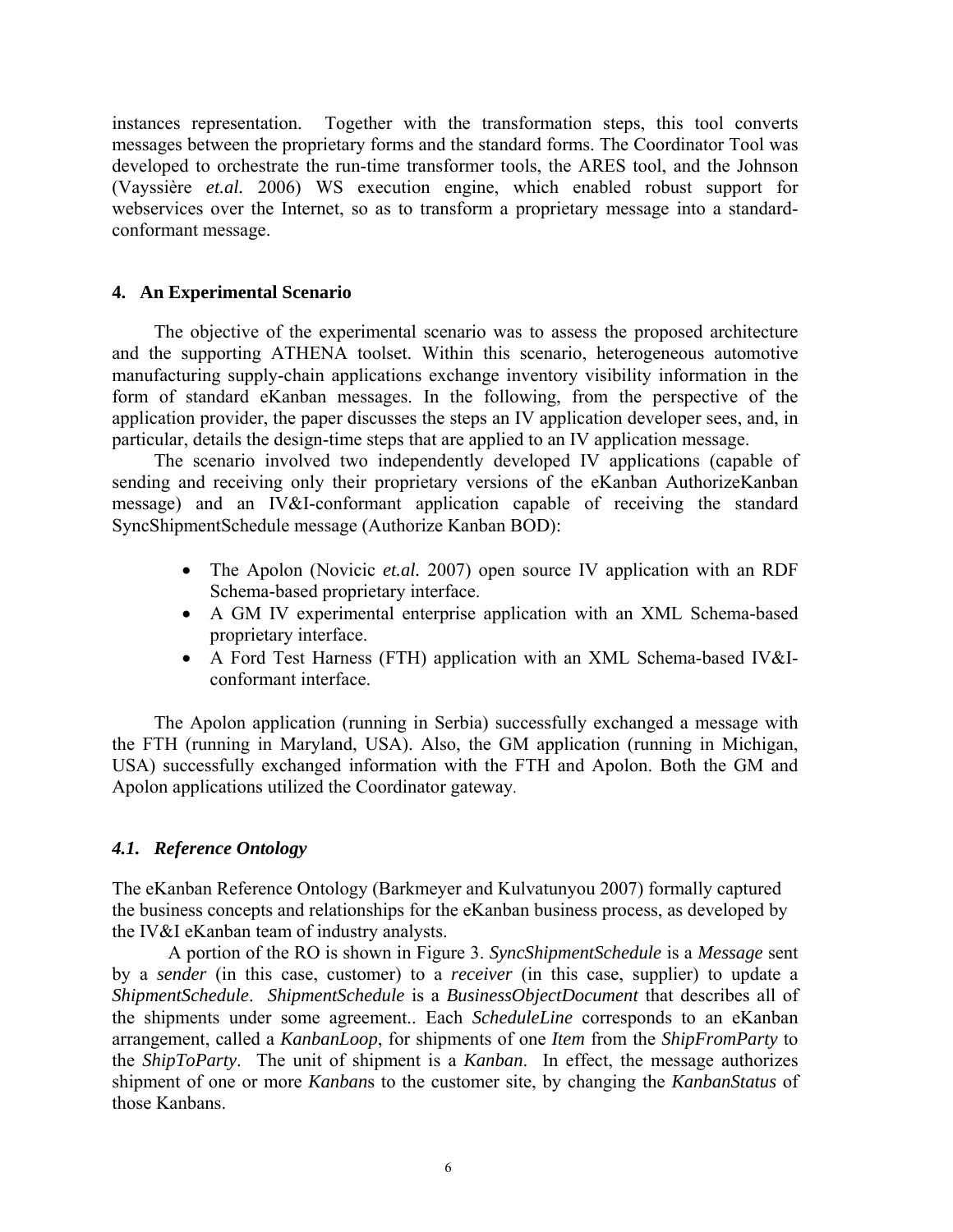instances representation. Together with the transformation steps, this tool converts messages between the proprietary forms and the standard forms. The Coordinator Tool was developed to orchestrate the run-time transformer tools, the ARES tool, and the Johnson (Vayssière *et.al.* 2006) WS execution engine, which enabled robust support for webservices over the Internet, so as to transform a proprietary message into a standard-conformant message.

## 4. An Experimental Scenario

The objective of the experimental scenario was to assess the proposed architecture and the supporting ATHENA toolset. Within this scenario, heterogeneous automotive manufacturing supply-chain applications exchange inventory visibility information in the form of standard eKanban messages. In the following, from the perspective of the application provider, the paper discusses the steps an IV application developer sees, and, in particular, details the design-time steps that are applied to an IV application message.

The scenario involved two independently developed IV applications (capable of sending and receiving only their proprietary versions of the eKanban AuthorizeKanban message) and an IV&I-conformant application capable of receiving the standard SyncShipmentSchedule message (Authorize Kanban BOD):

- The Apolon (Novicic *et.al.* 2007) open source IV application with an RDF Schema-based proprietary interface.
- A GM IV experimental enterprise application with an XML Schema-based proprietary interface.
- A Ford Test Harness (FTH) application with an XML Schema-based IV&I-conformant interface.

The Apolon application (running in Serbia) successfully exchanged a message with the FTH (running in Maryland, USA). Also, the GM application (running in Michigan, USA) successfully exchanged information with the FTH and Apolon. Both the GM and Apolon applications utilized the Coordinator gateway.

### *4.1. Reference Ontology*

The eKanban Reference Ontology (Barkmeyer and Kulvatunyou 2007) formally captured the business concepts and relationships for the eKanban business process, as developed by the IV&I eKanban team of industry analysts.

A portion of the RO is shown in Figure 3. *SyncShipmentSchedule* is a *Message* sent by a *sender* (in this case, customer) to a *receiver* (in this case, supplier) to update a *ShipmentSchedule*. *ShipmentSchedule* is a *BusinessObjectDocument* that describes all of the shipments under some agreement.. Each *ScheduleLine* corresponds to an eKanban arrangement, called a *KanbanLoop*, for shipments of one *Item* from the *ShipFromParty* to the *ShipToParty*. The unit of shipment is a *Kanban*. In effect, the message authorizes shipment of one or more *Kanban*s to the customer site, by changing the *KanbanStatus* of those Kanbans.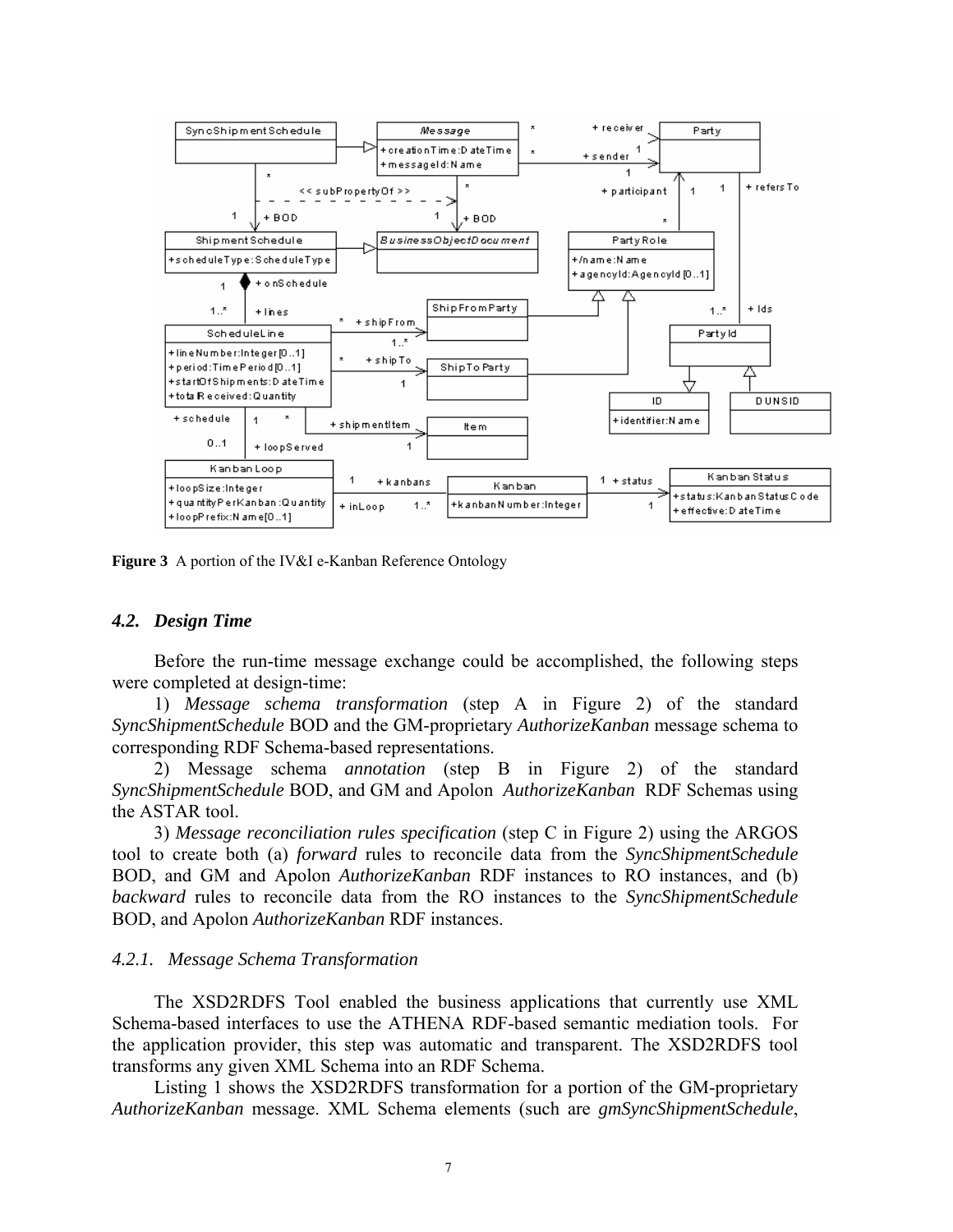**Figure 3** A portion of the IV&I e-Kanban Reference Ontology

### *4.2. Design Time*

Before the run-time message exchange could be accomplished, the following steps were completed at design-time:

1) *Message schema transformation* (step A in Figure 2) of the standard *SyncShipmentSchedule* BOD and the GM-proprietary *AuthorizeKanban* message schema to corresponding RDF Schema-based representations.

2) Message schema *annotation* (step B in Figure 2) of the standard *SyncShipmentSchedule* BOD, and GM and Apolon *AuthorizeKanban* RDF Schemas using the ASTAR tool.

3) *Message reconciliation rules specification* (step C in Figure 2) using the ARGOS tool to create both (a) *forward* rules to reconcile data from the *SyncShipmentSchedule* BOD, and GM and Apolon *AuthorizeKanban* RDF instances to RO instances, and (b) *backward* rules to reconcile data from the RO instances to the *SyncShipmentSchedule* BOD, and Apolon *AuthorizeKanban* RDF instances.

#### *4.2.1. Message Schema Transformation*

The XSD2RDFS Tool enabled the business applications that currently use XML Schema-based interfaces to use the ATHENA RDF-based semantic mediation tools. For the application provider, this step was automatic and transparent. The XSD2RDFS tool transforms any given XML Schema into an RDF Schema.

Listing 1 shows the XSD2RDFS transformation for a portion of the GM-proprietary *AuthorizeKanban* message. XML Schema elements (such are *gmSyncShipmentSchedule*,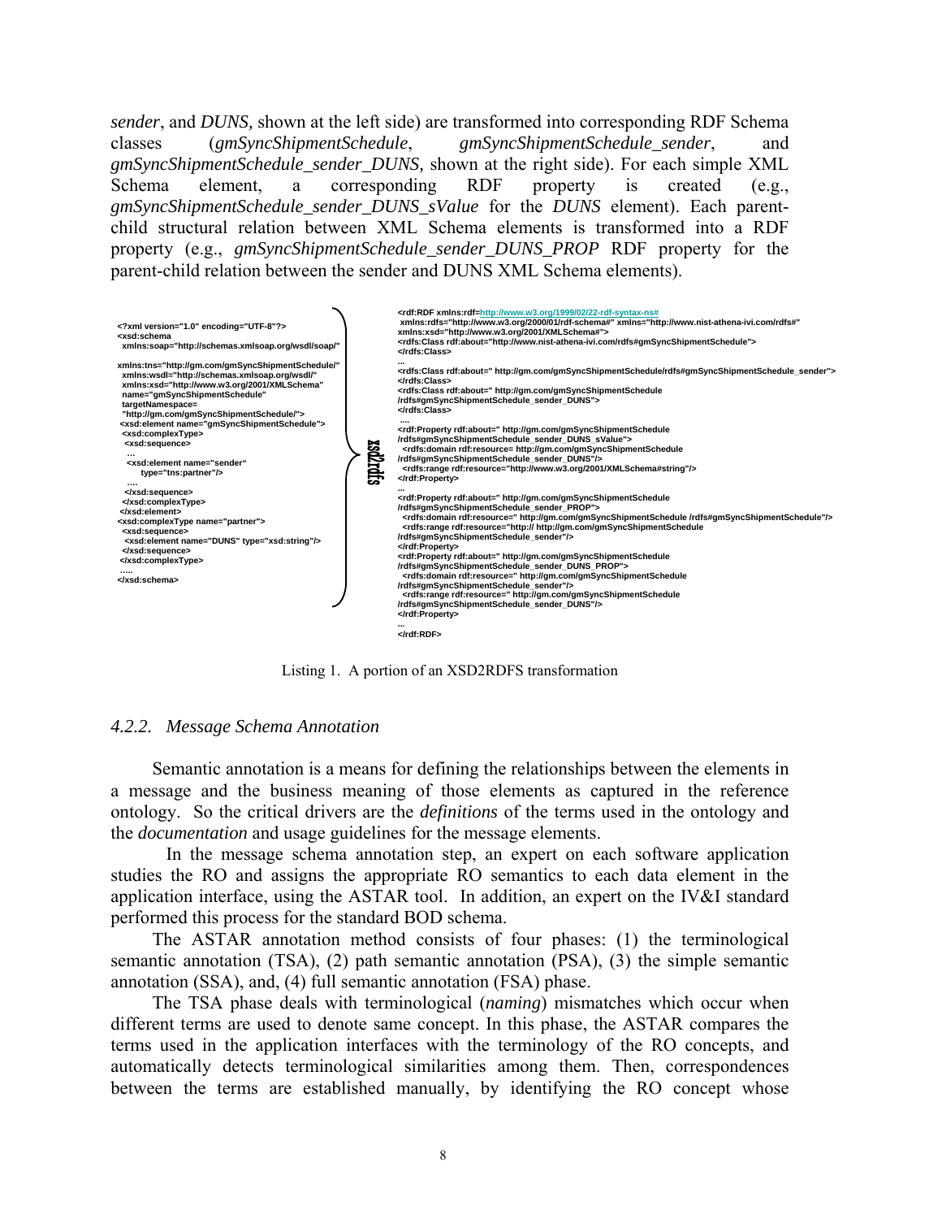*sender*, and *DUNS*, shown at the left side) are transformed into corresponding RDF Schema classes (*gmSyncShipmentSchedule*, *gmSyncShipmentSchedule_sender*, and *gmSyncShipmentSchedule_sender_DUNS*, shown at the right side). For each simple XML Schema element, a corresponding RDF property is created (e.g., *gmSyncShipmentSchedule_sender_DUNS_sValue* for the *DUNS* element). Each parent-child structural relation between XML Schema elements is transformed into a RDF property (e.g., *gmSyncShipmentSchedule_sender_DUNS_PROP* RDF property for the parent-child relation between the sender and DUNS XML Schema elements).

```
<?xml version="1.0" encoding="UTF-8"?>
<xsd:schema
  xmlns:soap="http://schemas.xmlsoap.org/wsdl/soap/"

xmlns:tns="http://gm.com/gmSyncShipmentSchedule/"
  xmlns:wsdl="http://schemas.xmlsoap.org/wsdl/"
  xmlns:xsd="http://www.w3.org/2001/XMLSchema"
  name="gmSyncShipmentSchedule"
  targetNamespace=
  "http://gm.com/gmSyncShipmentSchedule/">
 <xsd:element name="gmSyncShipmentSchedule">
  <xsd:complexType>
   <xsd:sequence>
    ...
    <xsd:element name="sender"
       type="tns:partner"/>
    ....
   </xsd:sequence>
  </xsd:complexType>
 </xsd:element>
<xsd:complexType name="partner">
  <xsd:sequence>
   <xsd:element name="DUNS" type="xsd:string"/>
  </xsd:sequence>
 </xsd:complexType>
 .....
</xsd:schema>
```

xsd2rdfs

```
<rdf:RDF xmlns:rdf=http://www.w3.org/1999/02/22-rdf-syntax-ns#
 xmlns:rdfs="http://www.w3.org/2000/01/rdf-schema#" xmlns="http://www.nist-athena-ivi.com/rdfs#"
xmlns:xsd="http://www.w3.org/2001/XMLSchema#">
<rdfs:Class rdf:about="http://www.nist-athena-ivi.com/rdfs#gmSyncShipmentSchedule">
</rdfs:Class>
...
<rdfs:Class rdf:about=" http://gm.com/gmSyncShipmentSchedule/rdfs#gmSyncShipmentSchedule_sender">
</rdfs:Class>
<rdfs:Class rdf:about=" http://gm.com/gmSyncShipmentSchedule
/rdfs#gmSyncShipmentSchedule_sender_DUNS">
</rdfs:Class>
 ....
<rdf:Property rdf:about=" http://gm.com/gmSyncShipmentSchedule
/rdfs#gmSyncShipmentSchedule_sender_DUNS_sValue">
  <rdfs:domain rdf:resource= http://gm.com/gmSyncShipmentSchedule
/rdfs#gmSyncShipmentSchedule_sender_DUNS"/>
  <rdfs:range rdf:resource="http://www.w3.org/2001/XMLSchema#string"/>
</rdf:Property>
...
<rdf:Property rdf:about=" http://gm.com/gmSyncShipmentSchedule
/rdfs#gmSyncShipmentSchedule_sender_PROP">
  <rdfs:domain rdf:resource=" http://gm.com/gmSyncShipmentSchedule /rdfs#gmSyncShipmentSchedule"/>
  <rdfs:range rdf:resource="http:// http://gm.com/gmSyncShipmentSchedule
/rdfs#gmSyncShipmentSchedule_sender"/>
</rdf:Property>
<rdf:Property rdf:about=" http://gm.com/gmSyncShipmentSchedule
/rdfs#gmSyncShipmentSchedule_sender_DUNS_PROP">
  <rdfs:domain rdf:resource=" http://gm.com/gmSyncShipmentSchedule
/rdfs#gmSyncShipmentSchedule_sender"/>
  <rdfs:range rdf:resource=" http://gm.com/gmSyncShipmentSchedule
/rdfs#gmSyncShipmentSchedule_sender_DUNS"/>
</rdf:Property>
...
</rdf:RDF>
```

Listing 1. A portion of an XSD2RDFS transformation

### *4.2.2. Message Schema Annotation*

Semantic annotation is a means for defining the relationships between the elements in a message and the business meaning of those elements as captured in the reference ontology. So the critical drivers are the *definitions* of the terms used in the ontology and the *documentation* and usage guidelines for the message elements.

In the message schema annotation step, an expert on each software application studies the RO and assigns the appropriate RO semantics to each data element in the application interface, using the ASTAR tool. In addition, an expert on the IV&I standard performed this process for the standard BOD schema.

The ASTAR annotation method consists of four phases: (1) the terminological semantic annotation (TSA), (2) path semantic annotation (PSA), (3) the simple semantic annotation (SSA), and, (4) full semantic annotation (FSA) phase.

The TSA phase deals with terminological (*naming*) mismatches which occur when different terms are used to denote same concept. In this phase, the ASTAR compares the terms used in the application interfaces with the terminology of the RO concepts, and automatically detects terminological similarities among them. Then, correspondences between the terms are established manually, by identifying the RO concept whose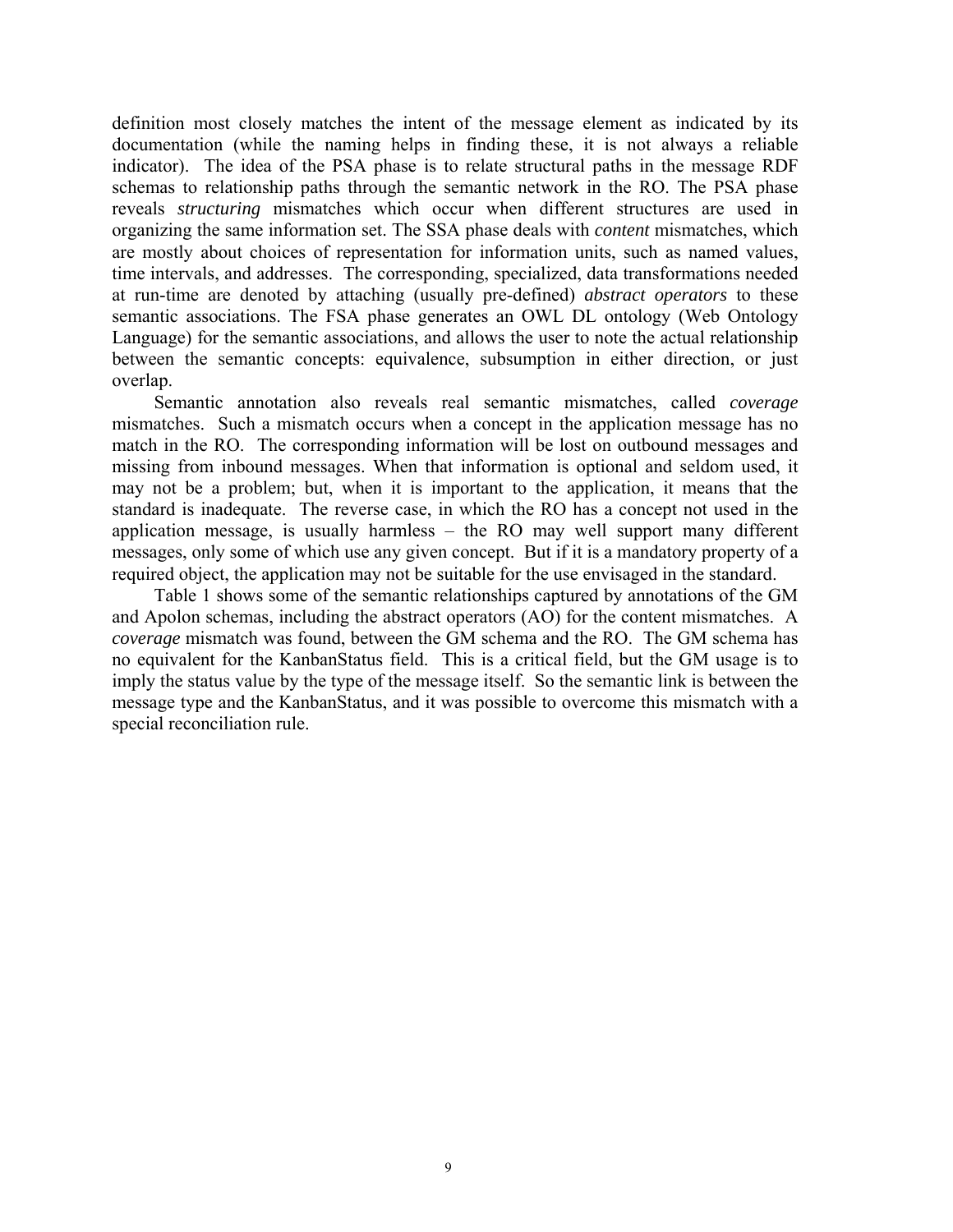definition most closely matches the intent of the message element as indicated by its documentation (while the naming helps in finding these, it is not always a reliable indicator). The idea of the PSA phase is to relate structural paths in the message RDF schemas to relationship paths through the semantic network in the RO. The PSA phase reveals *structuring* mismatches which occur when different structures are used in organizing the same information set. The SSA phase deals with *content* mismatches, which are mostly about choices of representation for information units, such as named values, time intervals, and addresses. The corresponding, specialized, data transformations needed at run-time are denoted by attaching (usually pre-defined) *abstract operators* to these semantic associations. The FSA phase generates an OWL DL ontology (Web Ontology Language) for the semantic associations, and allows the user to note the actual relationship between the semantic concepts: equivalence, subsumption in either direction, or just overlap.

Semantic annotation also reveals real semantic mismatches, called *coverage* mismatches. Such a mismatch occurs when a concept in the application message has no match in the RO. The corresponding information will be lost on outbound messages and missing from inbound messages. When that information is optional and seldom used, it may not be a problem; but, when it is important to the application, it means that the standard is inadequate. The reverse case, in which the RO has a concept not used in the application message, is usually harmless – the RO may well support many different messages, only some of which use any given concept. But if it is a mandatory property of a required object, the application may not be suitable for the use envisaged in the standard.

Table 1 shows some of the semantic relationships captured by annotations of the GM and Apolon schemas, including the abstract operators (AO) for the content mismatches. A *coverage* mismatch was found, between the GM schema and the RO. The GM schema has no equivalent for the KanbanStatus field. This is a critical field, but the GM usage is to imply the status value by the type of the message itself. So the semantic link is between the message type and the KanbanStatus, and it was possible to overcome this mismatch with a special reconciliation rule.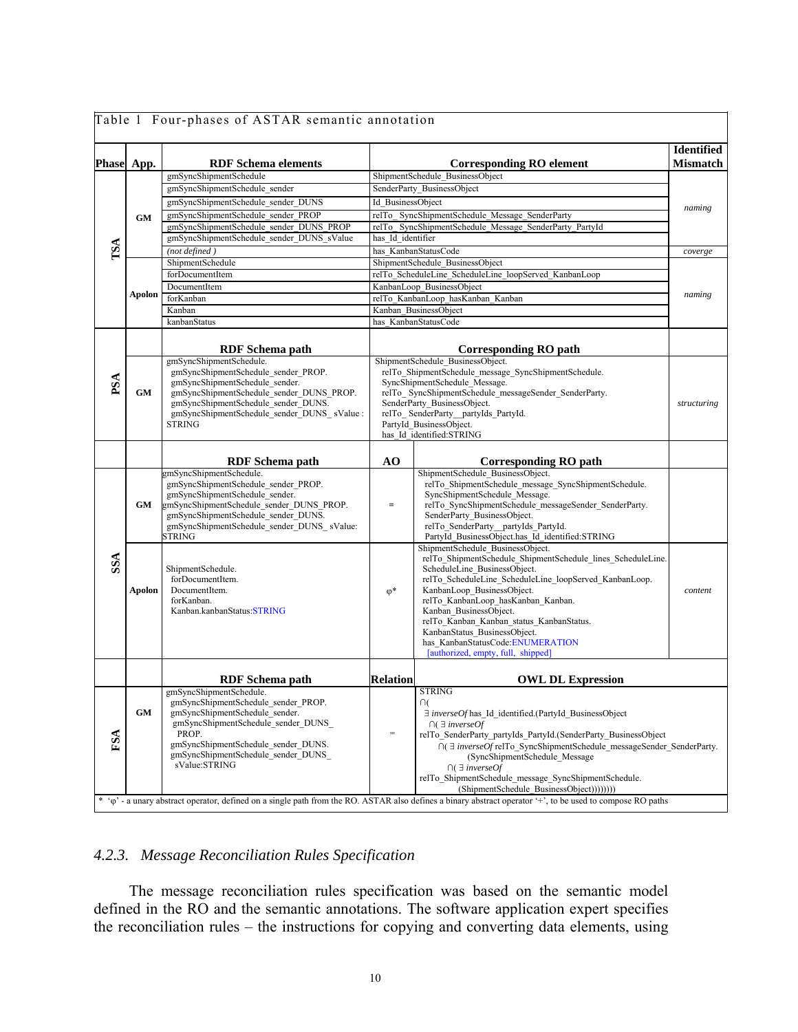Table 1 Four-phases of ASTAR semantic annotation

| Phase | App. | RDF Schema elements | Corresponding RO element | | Identified Mismatch |
|---|---|---|---|---|---|
| TSA | GM | gmSyncShipmentSchedule | ShipmentSchedule_BusinessObject | | naming |
| | | gmSyncShipmentSchedule_sender | SenderParty_BusinessObject | | |
| | | gmSyncShipmentSchedule_sender_DUNS | Id_BusinessObject | | |
| | | gmSyncShipmentSchedule_sender_PROP | relTo_ SyncShipmentSchedule_Message_SenderParty | | |
| | | gmSyncShipmentSchedule_sender_DUNS_PROP | relTo_ SyncShipmentSchedule_Message_SenderParty_PartyId | | |
| | | gmSyncShipmentSchedule_sender_DUNS_sValue | has_Id_identifier | | |
| | | *(not defined )* | has_KanbanStatusCode | | *coverge* |
| | Apolon | ShipmentSchedule | ShipmentSchedule_BusinessObject | | naming |
| | | forDocumentItem | relTo_ScheduleLine_ScheduleLine_loopServed_KanbanLoop | | |
| | | DocumentItem | KanbanLoop_BusinessObject | | |
| | | forKanban | relTo_KanbanLoop_hasKanban_Kanban | | |
| | | Kanban | Kanban_BusinessObject | | |
| | | kanbanStatus | has_KanbanStatusCode | | |
| | | **RDF Schema path** | **Corresponding RO path** | | |
| PSA | GM | gmSyncShipmentSchedule. gmSyncShipmentSchedule_sender_PROP. gmSyncShipmentSchedule_sender. gmSyncShipmentSchedule_sender_DUNS_PROP. gmSyncShipmentSchedule_sender_DUNS. gmSyncShipmentSchedule_sender_DUNS_ sValue : STRING | ShipmentSchedule_BusinessObject. relTo_ShipmentSchedule_message_SyncShipmentSchedule. SyncShipmentSchedule_Message. relTo_ SyncShipmentSchedule_messageSender_SenderParty. SenderParty_BusinessObject. relTo_ SenderParty__partyIds_PartyId. PartyId_BusinessObject. has_Id_identified:STRING | | *structuring* |
| | | **RDF Schema path** | **AO** | **Corresponding RO path** | |
| SSA | GM | gmSyncShipmentSchedule. gmSyncShipmentSchedule_sender_PROP. gmSyncShipmentSchedule_sender. gmSyncShipmentSchedule_sender_DUNS_PROP. gmSyncShipmentSchedule_sender_DUNS. gmSyncShipmentSchedule_sender_DUNS_ sValue: STRING | = | ShipmentSchedule_BusinessObject. relTo_ShipmentSchedule_message_SyncShipmentSchedule. SyncShipmentSchedule_Message. relTo_SyncShipmentSchedule_messageSender_SenderParty. SenderParty_BusinessObject. relTo_SenderParty__partyIds_PartyId. PartyId_BusinessObject.has_Id_identified:STRING | *content* |
| | Apolon | ShipmentSchedule. forDocumentItem. DocumentItem. forKanban. Kanban.kanbanStatus:STRING | φ* | ShipmentSchedule_BusinessObject. relTo_ShipmentSchedule_ShipmentSchedule_lines_ScheduleLine. ScheduleLine_BusinessObject. relTo_ScheduleLine_ScheduleLine_loopServed_KanbanLoop. KanbanLoop_BusinessObject. relTo_KanbanLoop_hasKanban_Kanban. Kanban_BusinessObject. relTo_Kanban_Kanban_status_KanbanStatus. KanbanStatus_BusinessObject. has_KanbanStatusCode:ENUMERATION [authorized, empty, full, shipped] | |
| | | **RDF Schema path** | **Relation** | **OWL DL Expression** | |
| FSA | GM | gmSyncShipmentSchedule. gmSyncShipmentSchedule_sender_PROP. gmSyncShipmentSchedule_sender. gmSyncShipmentSchedule_sender_DUNS_ PROP. gmSyncShipmentSchedule_sender_DUNS. gmSyncShipmentSchedule_sender_DUNS_ sValue:STRING | = | STRING ∩( ∃ *inverseOf* has_Id_identified.(PartyId_BusinessObject ∩( ∃ *inverseOf* relTo_SenderParty_partyIds_PartyId.(SenderParty_BusinessObject ∩( ∃ *inverseOf* relTo_SyncShipmentSchedule_messageSender_SenderParty. (SyncShipmentSchedule_Message ∩( ∃ *inverseOf* relTo_ShipmentSchedule_message_SyncShipmentSchedule. (ShipmentSchedule_BusinessObject))))))) | |

\* 'φ' - a unary abstract operator, defined on a single path from the RO. ASTAR also defines a binary abstract operator '+', to be used to compose RO paths

### 4.2.3. *Message Reconciliation Rules Specification*

The message reconciliation rules specification was based on the semantic model defined in the RO and the semantic annotations. The software application expert specifies the reconciliation rules – the instructions for copying and converting data elements, using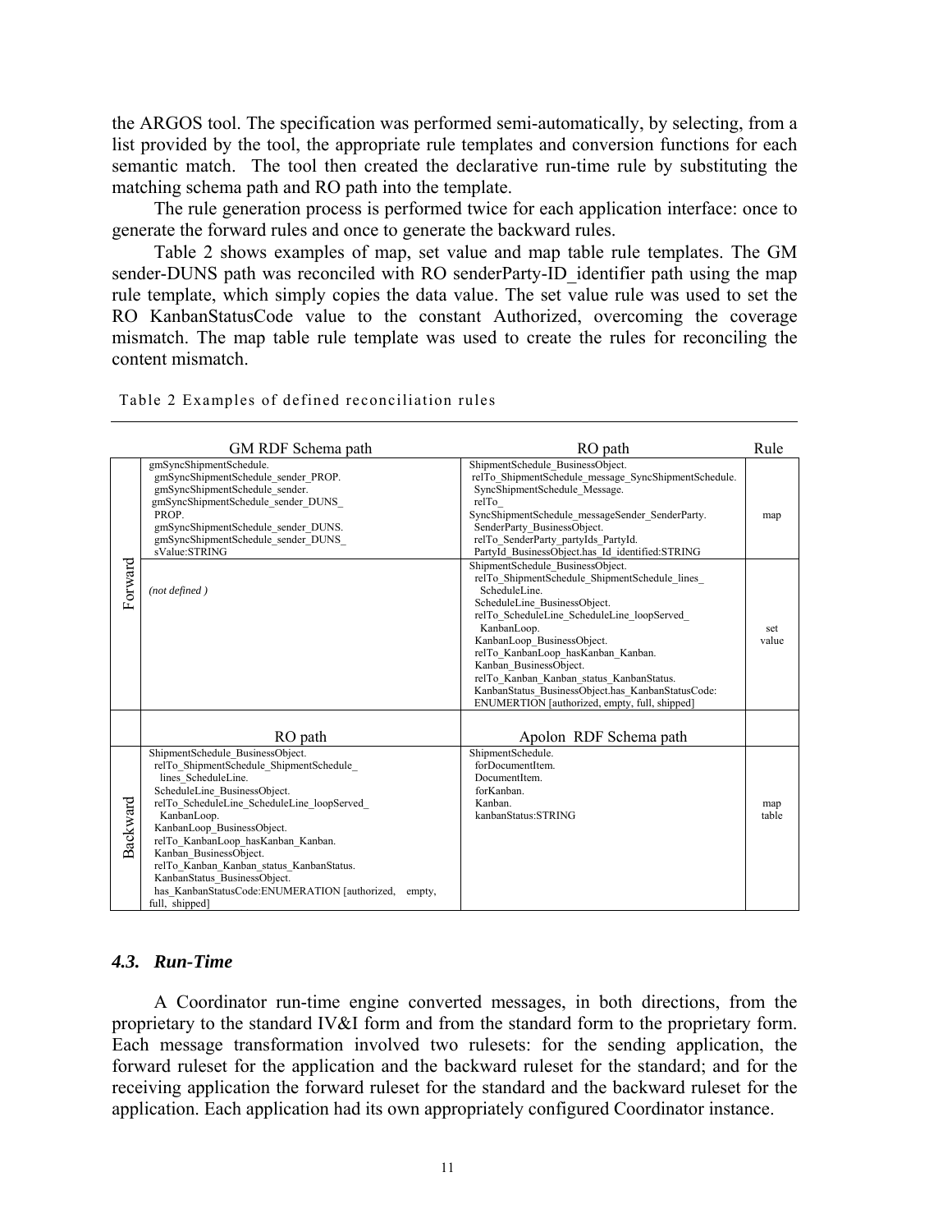the ARGOS tool. The specification was performed semi-automatically, by selecting, from a list provided by the tool, the appropriate rule templates and conversion functions for each semantic match. The tool then created the declarative run-time rule by substituting the matching schema path and RO path into the template.

The rule generation process is performed twice for each application interface: once to generate the forward rules and once to generate the backward rules.

Table 2 shows examples of map, set value and map table rule templates. The GM sender-DUNS path was reconciled with RO senderParty-ID_identifier path using the map rule template, which simply copies the data value. The set value rule was used to set the RO KanbanStatusCode value to the constant Authorized, overcoming the coverage mismatch. The map table rule template was used to create the rules for reconciling the content mismatch.

Table 2 Examples of defined reconciliation rules

| | GM RDF Schema path | RO path | Rule |
|---|---|---|---|
| Forward | gmSyncShipmentSchedule. gmSyncShipmentSchedule_sender_PROP. gmSyncShipmentSchedule_sender. gmSyncShipmentSchedule_sender_DUNS_ PROP. gmSyncShipmentSchedule_sender_DUNS. gmSyncShipmentSchedule_sender_DUNS_ sValue:STRING | ShipmentSchedule_BusinessObject. relTo_ShipmentSchedule_message_SyncShipmentSchedule. SyncShipmentSchedule_Message. relTo_ SyncShipmentSchedule_messageSender_SenderParty. SenderParty_BusinessObject. relTo_SenderParty_partyIds_PartyId. PartyId_BusinessObject.has_Id_identified:STRING | map |
| Forward | *(not defined )* | ShipmentSchedule_BusinessObject. relTo_ShipmentSchedule_ShipmentSchedule_lines_ ScheduleLine. ScheduleLine_BusinessObject. relTo_ScheduleLine_ScheduleLine_loopServed_ KanbanLoop. KanbanLoop_BusinessObject. relTo_KanbanLoop_hasKanban_Kanban. Kanban_BusinessObject. relTo_Kanban_Kanban_status_KanbanStatus. KanbanStatus_BusinessObject.has_KanbanStatusCode: ENUMERTION [authorized, empty, full, shipped] | set value |
| | **RO path** | **Apolon RDF Schema path** | |
| Backward | ShipmentSchedule_BusinessObject. relTo_ShipmentSchedule_ShipmentSchedule_ lines_ScheduleLine. ScheduleLine_BusinessObject. relTo_ScheduleLine_ScheduleLine_loopServed_ KanbanLoop. KanbanLoop_BusinessObject. relTo_KanbanLoop_hasKanban_Kanban. Kanban_BusinessObject. relTo_Kanban_Kanban_status_KanbanStatus. KanbanStatus_BusinessObject. has_KanbanStatusCode:ENUMERATION [authorized, empty, full, shipped] | ShipmentSchedule. forDocumentItem. DocumentItem. forKanban. Kanban. kanbanStatus:STRING | map table |

### 4.3. Run-Time

A Coordinator run-time engine converted messages, in both directions, from the proprietary to the standard IV&I form and from the standard form to the proprietary form. Each message transformation involved two rulesets: for the sending application, the forward ruleset for the application and the backward ruleset for the standard; and for the receiving application the forward ruleset for the standard and the backward ruleset for the application. Each application had its own appropriately configured Coordinator instance.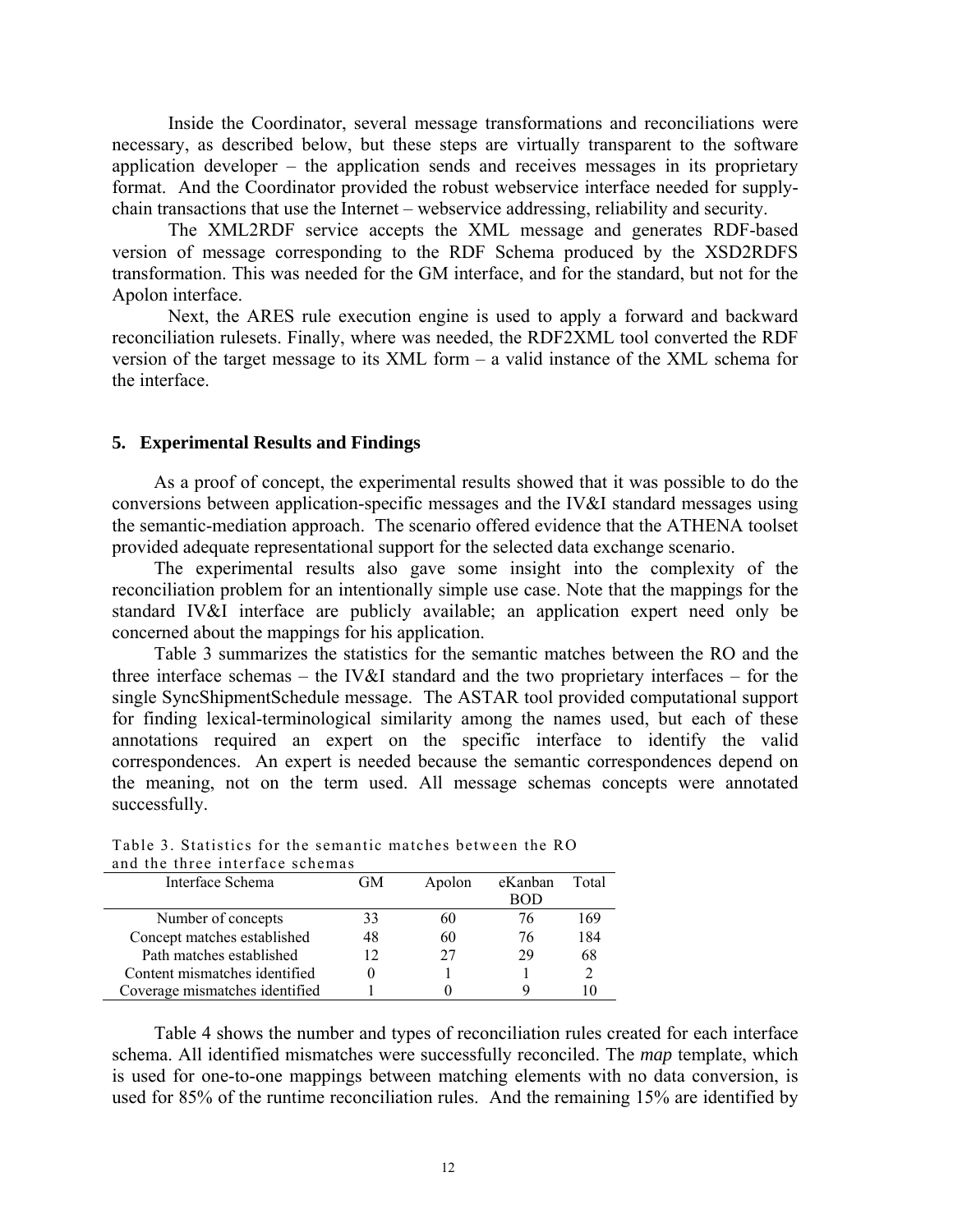Inside the Coordinator, several message transformations and reconciliations were necessary, as described below, but these steps are virtually transparent to the software application developer – the application sends and receives messages in its proprietary format. And the Coordinator provided the robust webservice interface needed for supply-chain transactions that use the Internet – webservice addressing, reliability and security.

The XML2RDF service accepts the XML message and generates RDF-based version of message corresponding to the RDF Schema produced by the XSD2RDFS transformation. This was needed for the GM interface, and for the standard, but not for the Apolon interface.

Next, the ARES rule execution engine is used to apply a forward and backward reconciliation rulesets. Finally, where was needed, the RDF2XML tool converted the RDF version of the target message to its XML form – a valid instance of the XML schema for the interface.

## 5. Experimental Results and Findings

As a proof of concept, the experimental results showed that it was possible to do the conversions between application-specific messages and the IV&I standard messages using the semantic-mediation approach. The scenario offered evidence that the ATHENA toolset provided adequate representational support for the selected data exchange scenario.

The experimental results also gave some insight into the complexity of the reconciliation problem for an intentionally simple use case. Note that the mappings for the standard IV&I interface are publicly available; an application expert need only be concerned about the mappings for his application.

Table 3 summarizes the statistics for the semantic matches between the RO and the three interface schemas – the IV&I standard and the two proprietary interfaces – for the single SyncShipmentSchedule message. The ASTAR tool provided computational support for finding lexical-terminological similarity among the names used, but each of these annotations required an expert on the specific interface to identify the valid correspondences. An expert is needed because the semantic correspondences depend on the meaning, not on the term used. All message schemas concepts were annotated successfully.

Table 3. Statistics for the semantic matches between the RO and the three interface schemas

| Interface Schema | GM | Apolon | eKanban BOD | Total |
|---|---|---|---|---|
| Number of concepts | 33 | 60 | 76 | 169 |
| Concept matches established | 48 | 60 | 76 | 184 |
| Path matches established | 12 | 27 | 29 | 68 |
| Content mismatches identified | 0 | 1 | 1 | 2 |
| Coverage mismatches identified | 1 | 0 | 9 | 10 |

Table 4 shows the number and types of reconciliation rules created for each interface schema. All identified mismatches were successfully reconciled. The *map* template, which is used for one-to-one mappings between matching elements with no data conversion, is used for 85% of the runtime reconciliation rules. And the remaining 15% are identified by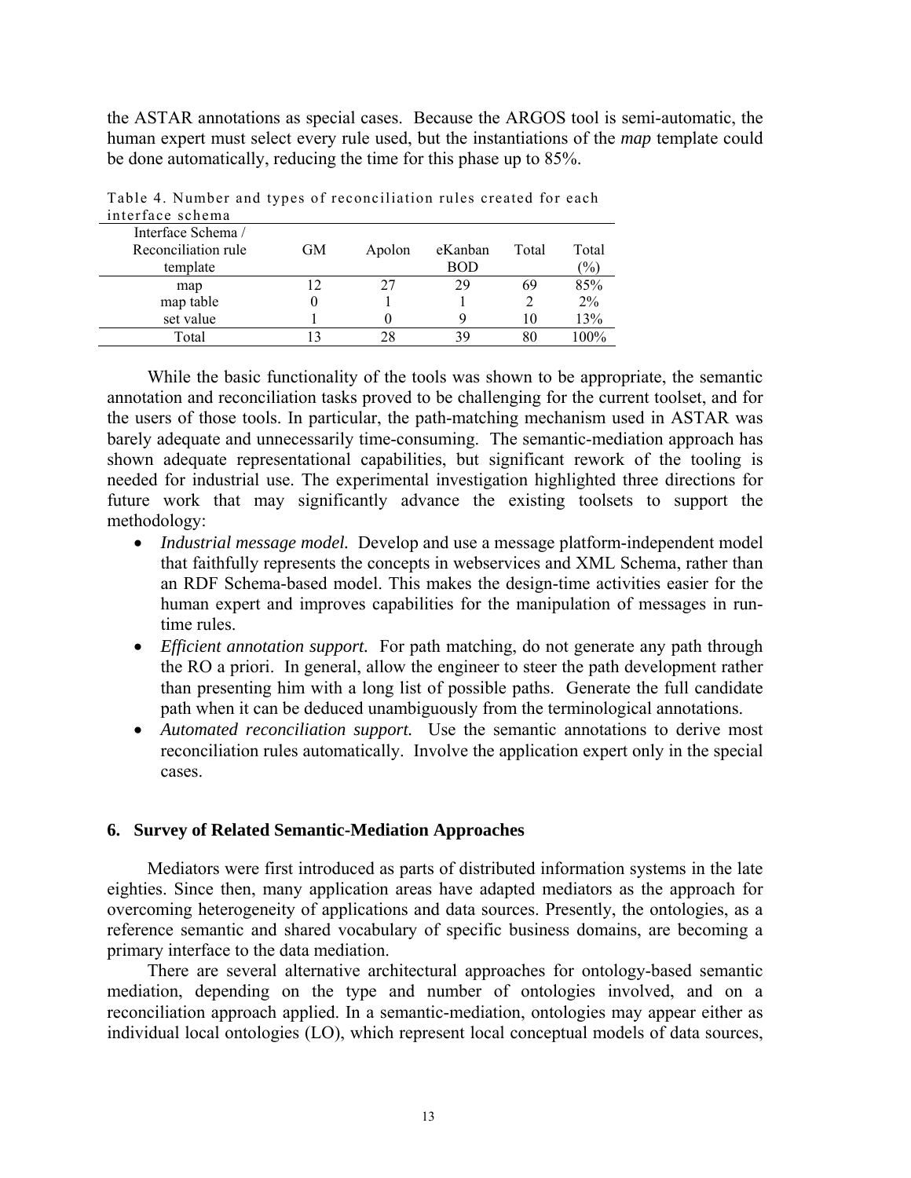the ASTAR annotations as special cases. Because the ARGOS tool is semi-automatic, the human expert must select every rule used, but the instantiations of the *map* template could be done automatically, reducing the time for this phase up to 85%.

Table 4. Number and types of reconciliation rules created for each interface schema

| Interface Schema / Reconciliation rule template | GM | Apolon | eKanban BOD | Total | Total (%) |
|---|---|---|---|---|---|
| map | 12 | 27 | 29 | 69 | 85% |
| map table | 0 | 1 | 1 | 2 | 2% |
| set value | 1 | 0 | 9 | 10 | 13% |
| Total | 13 | 28 | 39 | 80 | 100% |

While the basic functionality of the tools was shown to be appropriate, the semantic annotation and reconciliation tasks proved to be challenging for the current toolset, and for the users of those tools. In particular, the path-matching mechanism used in ASTAR was barely adequate and unnecessarily time-consuming. The semantic-mediation approach has shown adequate representational capabilities, but significant rework of the tooling is needed for industrial use. The experimental investigation highlighted three directions for future work that may significantly advance the existing toolsets to support the methodology:

- *Industrial message model.* Develop and use a message platform-independent model that faithfully represents the concepts in webservices and XML Schema, rather than an RDF Schema-based model. This makes the design-time activities easier for the human expert and improves capabilities for the manipulation of messages in run-time rules.
- *Efficient annotation support.* For path matching, do not generate any path through the RO a priori. In general, allow the engineer to steer the path development rather than presenting him with a long list of possible paths. Generate the full candidate path when it can be deduced unambiguously from the terminological annotations.
- *Automated reconciliation support.* Use the semantic annotations to derive most reconciliation rules automatically. Involve the application expert only in the special cases.

## 6. Survey of Related Semantic-Mediation Approaches

Mediators were first introduced as parts of distributed information systems in the late eighties. Since then, many application areas have adapted mediators as the approach for overcoming heterogeneity of applications and data sources. Presently, the ontologies, as a reference semantic and shared vocabulary of specific business domains, are becoming a primary interface to the data mediation.

There are several alternative architectural approaches for ontology-based semantic mediation, depending on the type and number of ontologies involved, and on a reconciliation approach applied. In a semantic-mediation, ontologies may appear either as individual local ontologies (LO), which represent local conceptual models of data sources,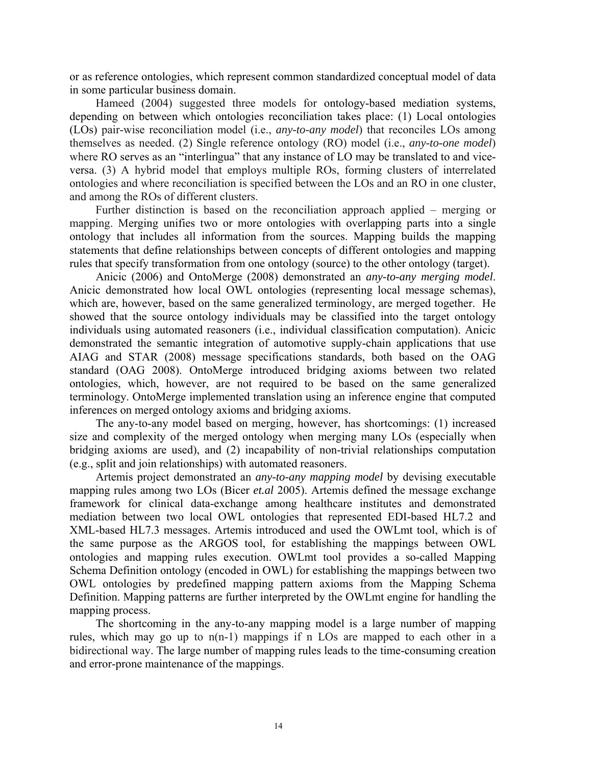or as reference ontologies, which represent common standardized conceptual model of data in some particular business domain.

Hameed (2004) suggested three models for ontology-based mediation systems, depending on between which ontologies reconciliation takes place: (1) Local ontologies (LOs) pair-wise reconciliation model (i.e., *any-to-any model*) that reconciles LOs among themselves as needed. (2) Single reference ontology (RO) model (i.e., *any-to-one model*) where RO serves as an "interlingua" that any instance of LO may be translated to and vice-versa. (3) A hybrid model that employs multiple ROs, forming clusters of interrelated ontologies and where reconciliation is specified between the LOs and an RO in one cluster, and among the ROs of different clusters.

Further distinction is based on the reconciliation approach applied – merging or mapping. Merging unifies two or more ontologies with overlapping parts into a single ontology that includes all information from the sources. Mapping builds the mapping statements that define relationships between concepts of different ontologies and mapping rules that specify transformation from one ontology (source) to the other ontology (target).

Anicic (2006) and OntoMerge (2008) demonstrated an *any-to-any merging model*. Anicic demonstrated how local OWL ontologies (representing local message schemas), which are, however, based on the same generalized terminology, are merged together. He showed that the source ontology individuals may be classified into the target ontology individuals using automated reasoners (i.e., individual classification computation). Anicic demonstrated the semantic integration of automotive supply-chain applications that use AIAG and STAR (2008) message specifications standards, both based on the OAG standard (OAG 2008). OntoMerge introduced bridging axioms between two related ontologies, which, however, are not required to be based on the same generalized terminology. OntoMerge implemented translation using an inference engine that computed inferences on merged ontology axioms and bridging axioms.

The any-to-any model based on merging, however, has shortcomings: (1) increased size and complexity of the merged ontology when merging many LOs (especially when bridging axioms are used), and (2) incapability of non-trivial relationships computation (e.g., split and join relationships) with automated reasoners.

Artemis project demonstrated an *any-to-any mapping model* by devising executable mapping rules among two LOs (Bicer *et.al* 2005). Artemis defined the message exchange framework for clinical data-exchange among healthcare institutes and demonstrated mediation between two local OWL ontologies that represented EDI-based HL7.2 and XML-based HL7.3 messages. Artemis introduced and used the OWLmt tool, which is of the same purpose as the ARGOS tool, for establishing the mappings between OWL ontologies and mapping rules execution. OWLmt tool provides a so-called Mapping Schema Definition ontology (encoded in OWL) for establishing the mappings between two OWL ontologies by predefined mapping pattern axioms from the Mapping Schema Definition. Mapping patterns are further interpreted by the OWLmt engine for handling the mapping process.

The shortcoming in the any-to-any mapping model is a large number of mapping rules, which may go up to n(n-1) mappings if n LOs are mapped to each other in a bidirectional way. The large number of mapping rules leads to the time-consuming creation and error-prone maintenance of the mappings.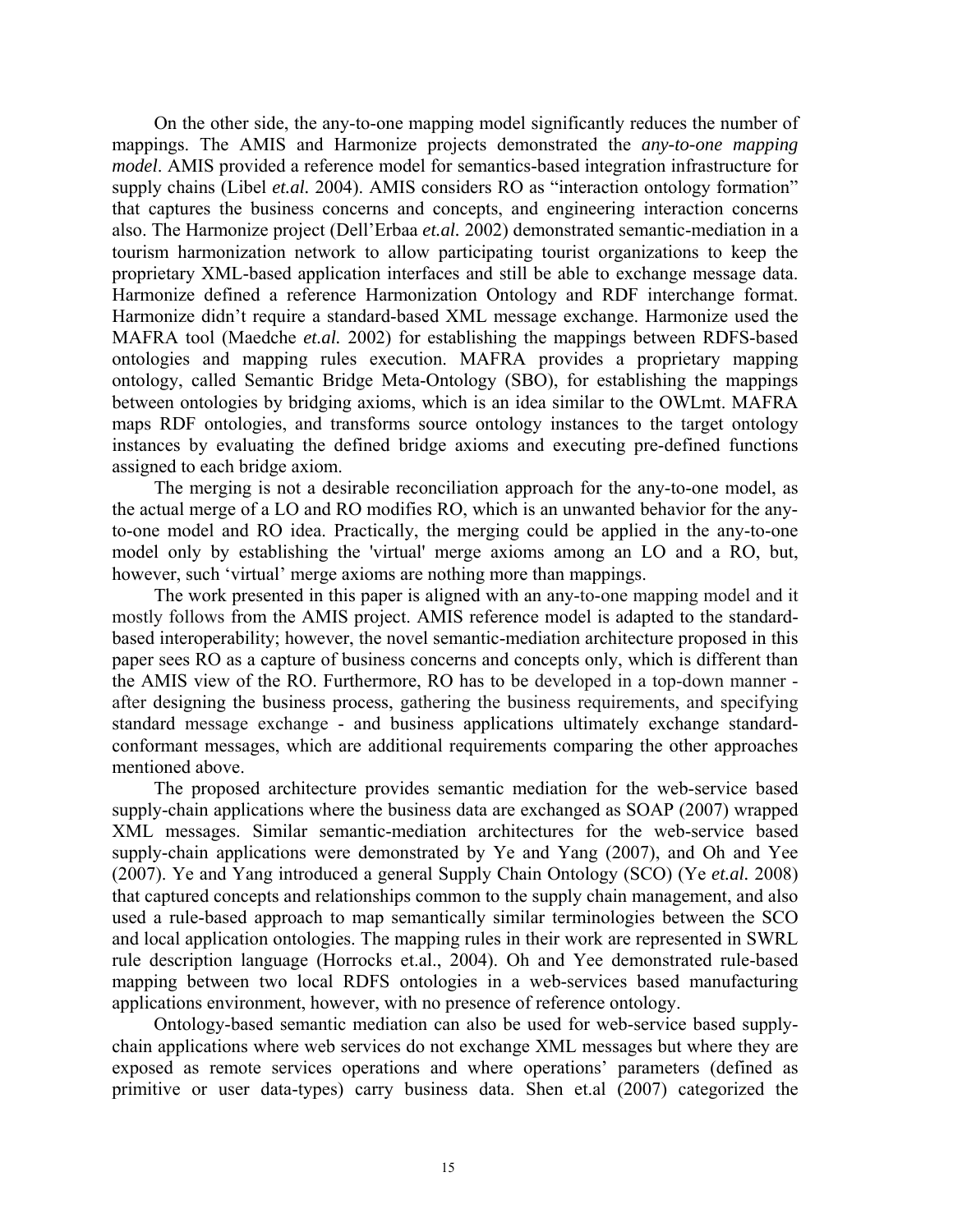On the other side, the any-to-one mapping model significantly reduces the number of mappings. The AMIS and Harmonize projects demonstrated the *any-to-one mapping model*. AMIS provided a reference model for semantics-based integration infrastructure for supply chains (Libel *et.al.* 2004). AMIS considers RO as "interaction ontology formation" that captures the business concerns and concepts, and engineering interaction concerns also. The Harmonize project (Dell'Erbaa *et.al.* 2002) demonstrated semantic-mediation in a tourism harmonization network to allow participating tourist organizations to keep the proprietary XML-based application interfaces and still be able to exchange message data. Harmonize defined a reference Harmonization Ontology and RDF interchange format. Harmonize didn't require a standard-based XML message exchange. Harmonize used the MAFRA tool (Maedche *et.al.* 2002) for establishing the mappings between RDFS-based ontologies and mapping rules execution. MAFRA provides a proprietary mapping ontology, called Semantic Bridge Meta-Ontology (SBO), for establishing the mappings between ontologies by bridging axioms, which is an idea similar to the OWLmt. MAFRA maps RDF ontologies, and transforms source ontology instances to the target ontology instances by evaluating the defined bridge axioms and executing pre-defined functions assigned to each bridge axiom.

The merging is not a desirable reconciliation approach for the any-to-one model, as the actual merge of a LO and RO modifies RO, which is an unwanted behavior for the any-to-one model and RO idea. Practically, the merging could be applied in the any-to-one model only by establishing the 'virtual' merge axioms among an LO and a RO, but, however, such 'virtual' merge axioms are nothing more than mappings.

The work presented in this paper is aligned with an any-to-one mapping model and it mostly follows from the AMIS project. AMIS reference model is adapted to the standard-based interoperability; however, the novel semantic-mediation architecture proposed in this paper sees RO as a capture of business concerns and concepts only, which is different than the AMIS view of the RO. Furthermore, RO has to be developed in a top-down manner - after designing the business process, gathering the business requirements, and specifying standard message exchange - and business applications ultimately exchange standard-conformant messages, which are additional requirements comparing the other approaches mentioned above.

The proposed architecture provides semantic mediation for the web-service based supply-chain applications where the business data are exchanged as SOAP (2007) wrapped XML messages. Similar semantic-mediation architectures for the web-service based supply-chain applications were demonstrated by Ye and Yang (2007), and Oh and Yee (2007). Ye and Yang introduced a general Supply Chain Ontology (SCO) (Ye *et.al.* 2008) that captured concepts and relationships common to the supply chain management, and also used a rule-based approach to map semantically similar terminologies between the SCO and local application ontologies. The mapping rules in their work are represented in SWRL rule description language (Horrocks et.al., 2004). Oh and Yee demonstrated rule-based mapping between two local RDFS ontologies in a web-services based manufacturing applications environment, however, with no presence of reference ontology.

Ontology-based semantic mediation can also be used for web-service based supply-chain applications where web services do not exchange XML messages but where they are exposed as remote services operations and where operations' parameters (defined as primitive or user data-types) carry business data. Shen et.al (2007) categorized the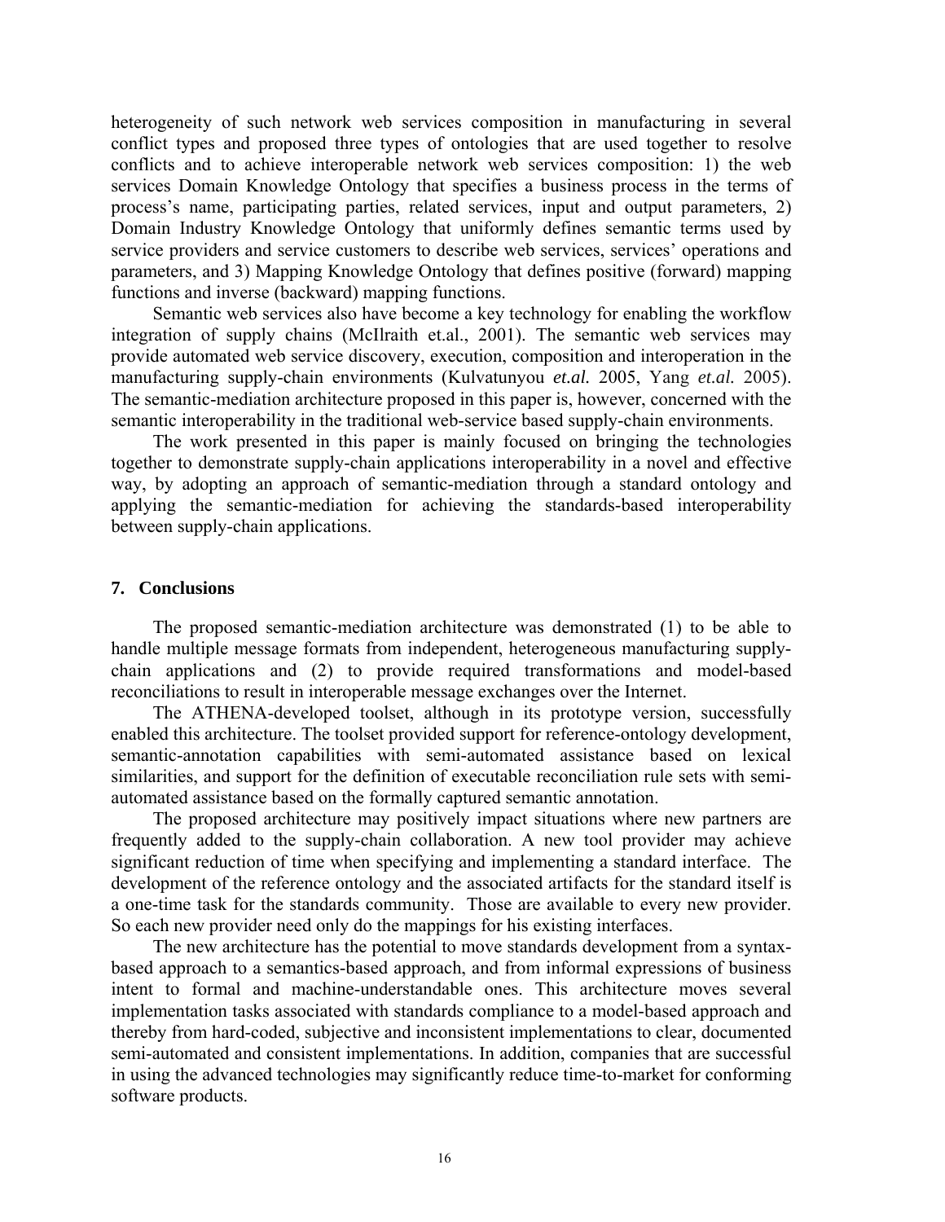heterogeneity of such network web services composition in manufacturing in several conflict types and proposed three types of ontologies that are used together to resolve conflicts and to achieve interoperable network web services composition: 1) the web services Domain Knowledge Ontology that specifies a business process in the terms of process's name, participating parties, related services, input and output parameters, 2) Domain Industry Knowledge Ontology that uniformly defines semantic terms used by service providers and service customers to describe web services, services' operations and parameters, and 3) Mapping Knowledge Ontology that defines positive (forward) mapping functions and inverse (backward) mapping functions.

Semantic web services also have become a key technology for enabling the workflow integration of supply chains (McIlraith et.al., 2001). The semantic web services may provide automated web service discovery, execution, composition and interoperation in the manufacturing supply-chain environments (Kulvatunyou *et.al.* 2005, Yang *et.al.* 2005). The semantic-mediation architecture proposed in this paper is, however, concerned with the semantic interoperability in the traditional web-service based supply-chain environments.

The work presented in this paper is mainly focused on bringing the technologies together to demonstrate supply-chain applications interoperability in a novel and effective way, by adopting an approach of semantic-mediation through a standard ontology and applying the semantic-mediation for achieving the standards-based interoperability between supply-chain applications.

## 7. Conclusions

The proposed semantic-mediation architecture was demonstrated (1) to be able to handle multiple message formats from independent, heterogeneous manufacturing supply-chain applications and (2) to provide required transformations and model-based reconciliations to result in interoperable message exchanges over the Internet.

The ATHENA-developed toolset, although in its prototype version, successfully enabled this architecture. The toolset provided support for reference-ontology development, semantic-annotation capabilities with semi-automated assistance based on lexical similarities, and support for the definition of executable reconciliation rule sets with semi-automated assistance based on the formally captured semantic annotation.

The proposed architecture may positively impact situations where new partners are frequently added to the supply-chain collaboration. A new tool provider may achieve significant reduction of time when specifying and implementing a standard interface. The development of the reference ontology and the associated artifacts for the standard itself is a one-time task for the standards community. Those are available to every new provider. So each new provider need only do the mappings for his existing interfaces.

The new architecture has the potential to move standards development from a syntax-based approach to a semantics-based approach, and from informal expressions of business intent to formal and machine-understandable ones. This architecture moves several implementation tasks associated with standards compliance to a model-based approach and thereby from hard-coded, subjective and inconsistent implementations to clear, documented semi-automated and consistent implementations. In addition, companies that are successful in using the advanced technologies may significantly reduce time-to-market for conforming software products.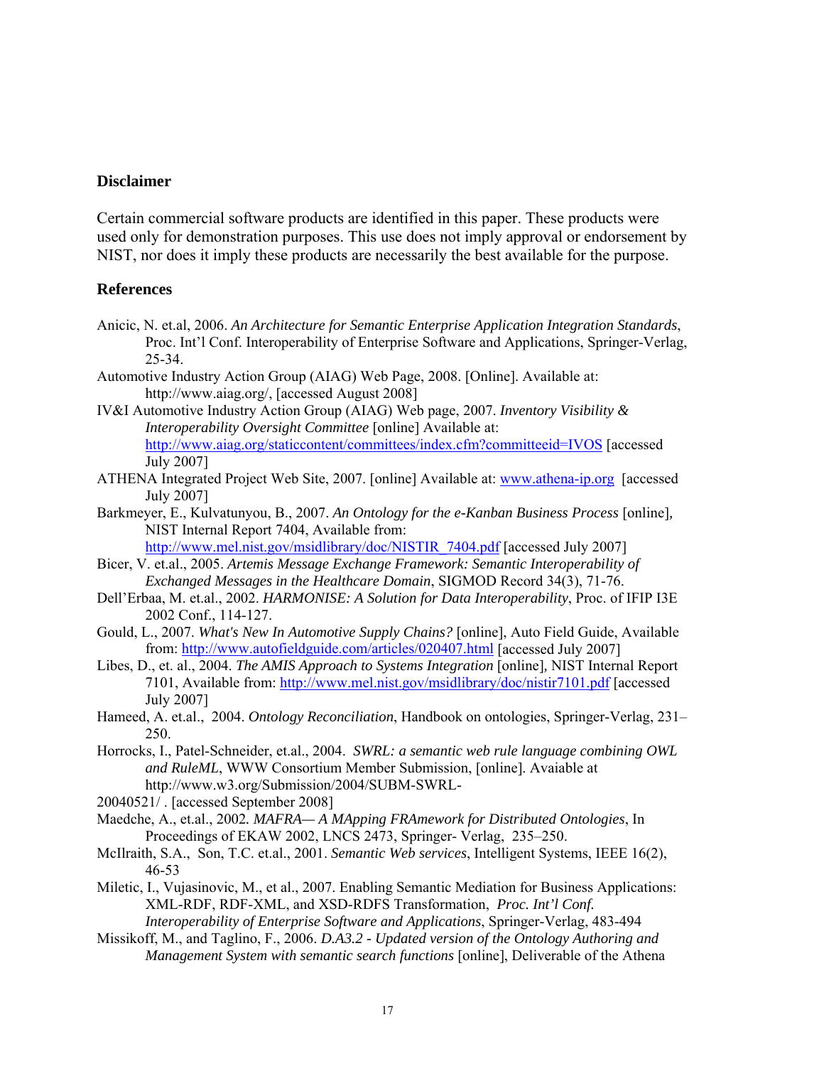## Disclaimer

Certain commercial software products are identified in this paper. These products were used only for demonstration purposes. This use does not imply approval or endorsement by NIST, nor does it imply these products are necessarily the best available for the purpose.

## References

Anicic, N. et.al, 2006. *An Architecture for Semantic Enterprise Application Integration Standards*, Proc. Int'l Conf. Interoperability of Enterprise Software and Applications, Springer-Verlag, 25-34.

Automotive Industry Action Group (AIAG) Web Page, 2008. [Online]. Available at: http://www.aiag.org/, [accessed August 2008]

IV&I Automotive Industry Action Group (AIAG) Web page, 2007. *Inventory Visibility & Interoperability Oversight Committee* [online] Available at: http://www.aiag.org/staticcontent/committees/index.cfm?committeeid=IVOS [accessed July 2007]

ATHENA Integrated Project Web Site, 2007. [online] Available at: www.athena-ip.org [accessed July 2007]

Barkmeyer, E., Kulvatunyou, B., 2007. *An Ontology for the e-Kanban Business Process* [online], NIST Internal Report 7404, Available from: http://www.mel.nist.gov/msidlibrary/doc/NISTIR_7404.pdf [accessed July 2007]

Bicer, V. et.al., 2005. *Artemis Message Exchange Framework: Semantic Interoperability of Exchanged Messages in the Healthcare Domain*, SIGMOD Record 34(3), 71-76.

Dell'Erbaa, M. et.al., 2002. *HARMONISE: A Solution for Data Interoperability*, Proc. of IFIP I3E 2002 Conf., 114-127.

Gould, L., 2007. *What's New In Automotive Supply Chains?* [online], Auto Field Guide, Available from: http://www.autofieldguide.com/articles/020407.html [accessed July 2007]

Libes, D., et. al., 2004. *The AMIS Approach to Systems Integration* [online], NIST Internal Report 7101, Available from: http://www.mel.nist.gov/msidlibrary/doc/nistir7101.pdf [accessed July 2007]

Hameed, A. et.al., 2004. *Ontology Reconciliation*, Handbook on ontologies, Springer-Verlag, 231–250.

Horrocks, I., Patel-Schneider, et.al., 2004. *SWRL: a semantic web rule language combining OWL and RuleML*, WWW Consortium Member Submission, [online]. Avaiable at http://www.w3.org/Submission/2004/SUBM-SWRL-20040521/ . [accessed September 2008]

Maedche, A., et.al., 2002. *MAFRA— A MApping FRAmework for Distributed Ontologies*, In Proceedings of EKAW 2002, LNCS 2473, Springer- Verlag, 235–250.

McIlraith, S.A., Son, T.C. et.al., 2001. *Semantic Web services*, Intelligent Systems, IEEE 16(2), 46-53

Miletic, I., Vujasinovic, M., et al., 2007. Enabling Semantic Mediation for Business Applications: XML-RDF, RDF-XML, and XSD-RDFS Transformation, *Proc. Int'l Conf. Interoperability of Enterprise Software and Applications*, Springer-Verlag, 483-494

Missikoff, M., and Taglino, F., 2006. *D.A3.2 - Updated version of the Ontology Authoring and Management System with semantic search functions* [online], Deliverable of the Athena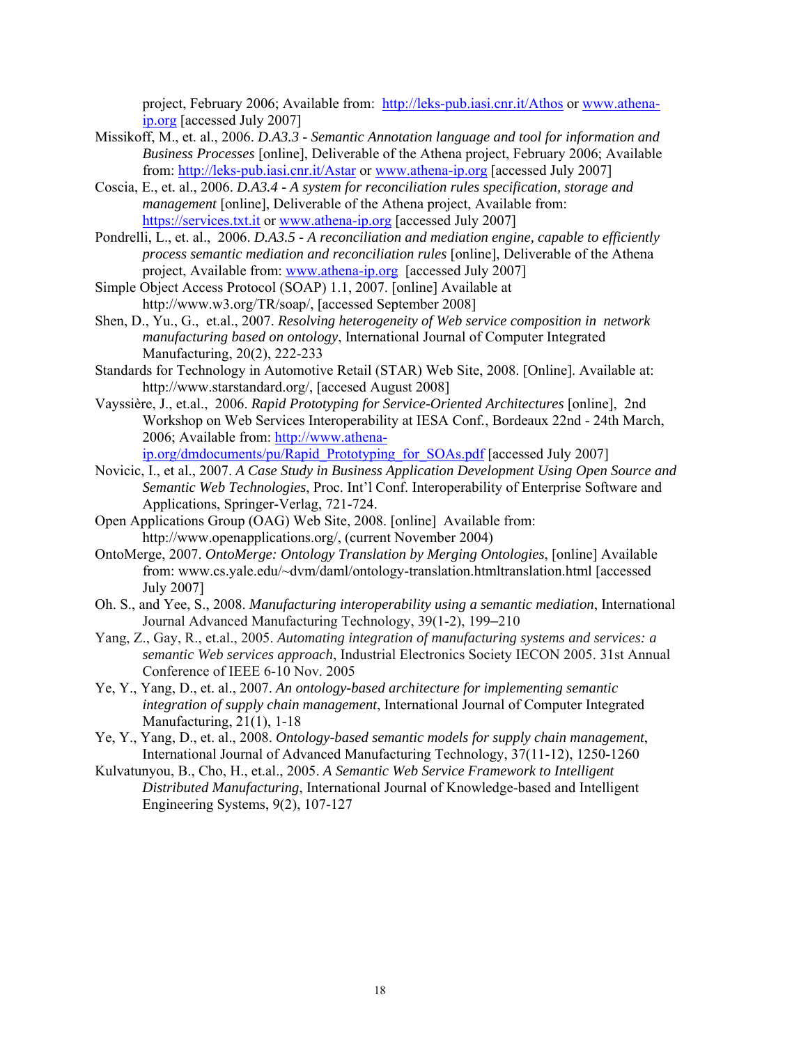project, February 2006; Available from: http://leks-pub.iasi.cnr.it/Athos or www.athena-ip.org [accessed July 2007]

Missikoff, M., et. al., 2006. *D.A3.3 - Semantic Annotation language and tool for information and Business Processes* [online], Deliverable of the Athena project, February 2006; Available from: http://leks-pub.iasi.cnr.it/Astar or www.athena-ip.org [accessed July 2007]

Coscia, E., et. al., 2006. *D.A3.4 - A system for reconciliation rules specification, storage and management* [online], Deliverable of the Athena project, Available from: https://services.txt.it or www.athena-ip.org [accessed July 2007]

Pondrelli, L., et. al., 2006. *D.A3.5 - A reconciliation and mediation engine, capable to efficiently process semantic mediation and reconciliation rules* [online], Deliverable of the Athena project, Available from: www.athena-ip.org [accessed July 2007]

Simple Object Access Protocol (SOAP) 1.1, 2007. [online] Available at http://www.w3.org/TR/soap/, [accessed September 2008]

Shen, D., Yu., G., et.al., 2007. *Resolving heterogeneity of Web service composition in network manufacturing based on ontology*, International Journal of Computer Integrated Manufacturing, 20(2), 222-233

Standards for Technology in Automotive Retail (STAR) Web Site, 2008. [Online]. Available at: http://www.starstandard.org/, [accesed August 2008]

Vayssière, J., et.al., 2006. *Rapid Prototyping for Service-Oriented Architectures* [online], 2nd Workshop on Web Services Interoperability at IESA Conf., Bordeaux 22nd - 24th March, 2006; Available from: http://www.athena-ip.org/dmdocuments/pu/Rapid_Prototyping_for_SOAs.pdf [accessed July 2007]

Novicic, I., et al., 2007. *A Case Study in Business Application Development Using Open Source and Semantic Web Technologies*, Proc. Int'l Conf. Interoperability of Enterprise Software and Applications, Springer-Verlag, 721-724.

Open Applications Group (OAG) Web Site, 2008. [online] Available from: http://www.openapplications.org/, (current November 2004)

OntoMerge, 2007. *OntoMerge: Ontology Translation by Merging Ontologies*, [online] Available from: www.cs.yale.edu/~dvm/daml/ontology-translation.htmltranslation.html [accessed July 2007]

Oh. S., and Yee, S., 2008. *Manufacturing interoperability using a semantic mediation*, International Journal Advanced Manufacturing Technology, 39(1-2), 199–210

Yang, Z., Gay, R., et.al., 2005. *Automating integration of manufacturing systems and services: a semantic Web services approach*, Industrial Electronics Society IECON 2005. 31st Annual Conference of IEEE 6-10 Nov. 2005

Ye, Y., Yang, D., et. al., 2007. *An ontology-based architecture for implementing semantic integration of supply chain management*, International Journal of Computer Integrated Manufacturing, 21(1), 1-18

Ye, Y., Yang, D., et. al., 2008. *Ontology-based semantic models for supply chain management*, International Journal of Advanced Manufacturing Technology, 37(11-12), 1250-1260

Kulvatunyou, B., Cho, H., et.al., 2005. *A Semantic Web Service Framework to Intelligent Distributed Manufacturing*, International Journal of Knowledge-based and Intelligent Engineering Systems, 9(2), 107-127